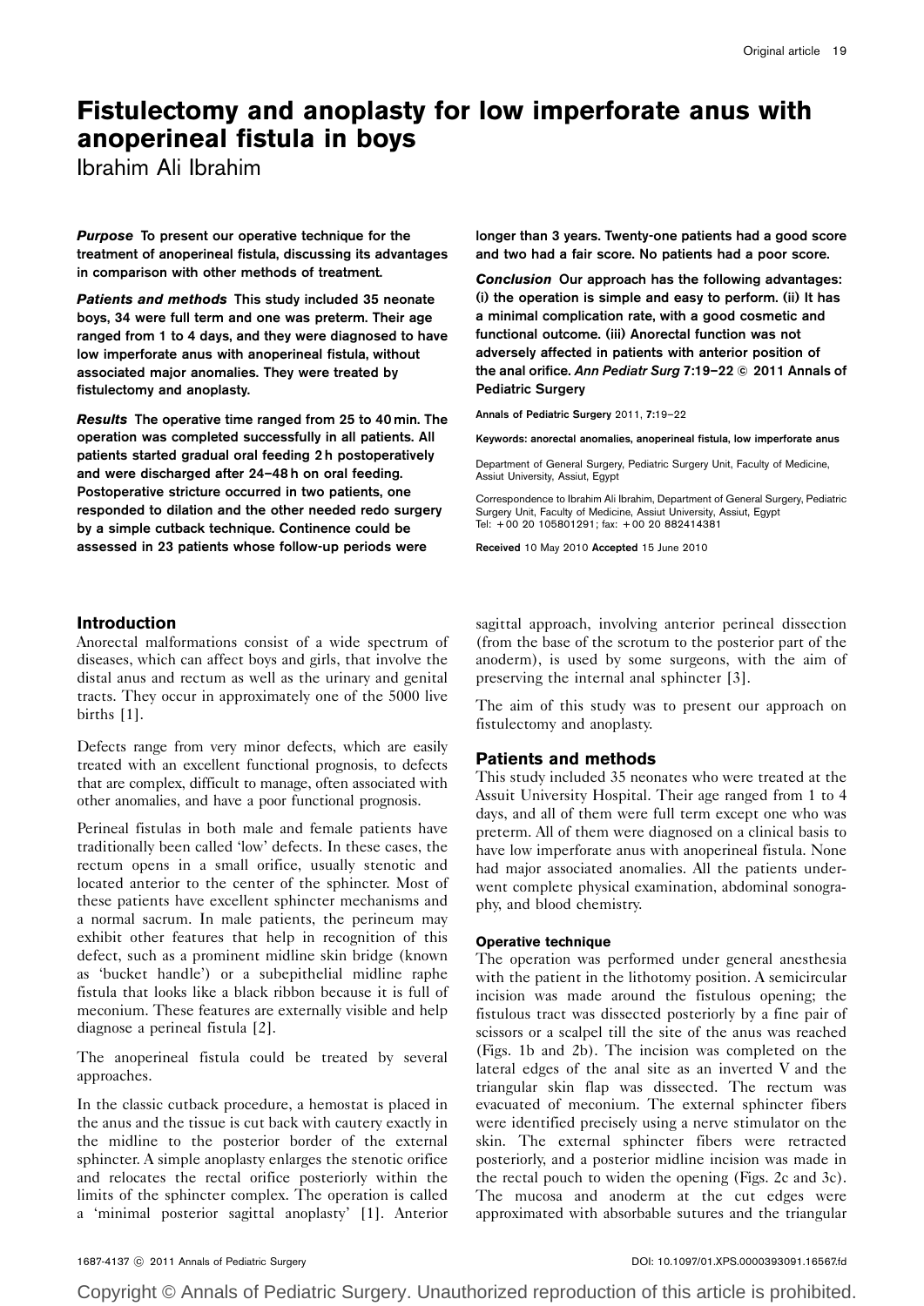# Fistulectomy and anoplasty for low imperforate anus with anoperineal fistula in boys

Ibrahim Ali Ibrahim

***Purpose*** **To present our operative technique for the treatment of anoperineal fistula, discussing its advantages in comparison with other methods of treatment.**

***Patients and methods*** **This study included 35 neonate boys, 34 were full term and one was preterm. Their age ranged from 1 to 4 days, and they were diagnosed to have low imperforate anus with anoperineal fistula, without associated major anomalies. They were treated by fistulectomy and anoplasty.**

***Results*** **The operative time ranged from 25 to 40 min. The operation was completed successfully in all patients. All patients started gradual oral feeding 2 h postoperatively and were discharged after 24–48 h on oral feeding. Postoperative stricture occurred in two patients, one responded to dilation and the other needed redo surgery by a simple cutback technique. Continence could be assessed in 23 patients whose follow-up periods were longer than 3 years. Twenty-one patients had a good score and two had a fair score. No patients had a poor score.**

***Conclusion*** **Our approach has the following advantages: (i) the operation is simple and easy to perform. (ii) It has a minimal complication rate, with a good cosmetic and functional outcome. (iii) Anorectal function was not adversely affected in patients with anterior position of the anal orifice.** ***Ann Pediatr Surg*** **7:19–22 © 2011 Annals of Pediatric Surgery**

**Annals of Pediatric Surgery 2011, 7:19–22**

**Keywords: anorectal anomalies, anoperineal fistula, low imperforate anus**

Department of General Surgery, Pediatric Surgery Unit, Faculty of Medicine, Assiut University, Assiut, Egypt

Correspondence to Ibrahim Ali Ibrahim, Department of General Surgery, Pediatric Surgery Unit, Faculty of Medicine, Assiut University, Assiut, Egypt
Tel: +00 20 105801291; fax: +00 20 882414381

**Received** 10 May 2010 **Accepted** 15 June 2010

## Introduction

Anorectal malformations consist of a wide spectrum of diseases, which can affect boys and girls, that involve the distal anus and rectum as well as the urinary and genital tracts. They occur in approximately one of the 5000 live births [1].

Defects range from very minor defects, which are easily treated with an excellent functional prognosis, to defects that are complex, difficult to manage, often associated with other anomalies, and have a poor functional prognosis.

Perineal fistulas in both male and female patients have traditionally been called 'low' defects. In these cases, the rectum opens in a small orifice, usually stenotic and located anterior to the center of the sphincter. Most of these patients have excellent sphincter mechanisms and a normal sacrum. In male patients, the perineum may exhibit other features that help in recognition of this defect, such as a prominent midline skin bridge (known as 'bucket handle') or a subepithelial midline raphe fistula that looks like a black ribbon because it is full of meconium. These features are externally visible and help diagnose a perineal fistula [2].

The anoperineal fistula could be treated by several approaches.

In the classic cutback procedure, a hemostat is placed in the anus and the tissue is cut back with cautery exactly in the midline to the posterior border of the external sphincter. A simple anoplasty enlarges the stenotic orifice and relocates the rectal orifice posteriorly within the limits of the sphincter complex. The operation is called a 'minimal posterior sagittal anoplasty' [1]. Anterior sagittal approach, involving anterior perineal dissection (from the base of the scrotum to the posterior part of the anoderm), is used by some surgeons, with the aim of preserving the internal anal sphincter [3].

The aim of this study was to present our approach on fistulectomy and anoplasty.

## Patients and methods

This study included 35 neonates who were treated at the Assuit University Hospital. Their age ranged from 1 to 4 days, and all of them were full term except one who was preterm. All of them were diagnosed on a clinical basis to have low imperforate anus with anoperineal fistula. None had major associated anomalies. All the patients underwent complete physical examination, abdominal sonography, and blood chemistry.

### Operative technique

The operation was performed under general anesthesia with the patient in the lithotomy position. A semicircular incision was made around the fistulous opening; the fistulous tract was dissected posteriorly by a fine pair of scissors or a scalpel till the site of the anus was reached (Figs. 1b and 2b). The incision was completed on the lateral edges of the anal site as an inverted V and the triangular skin flap was dissected. The rectum was evacuated of meconium. The external sphincter fibers were identified precisely using a nerve stimulator on the skin. The external sphincter fibers were retracted posteriorly, and a posterior midline incision was made in the rectal pouch to widen the opening (Figs. 2c and 3c). The mucosa and anoderm at the cut edges were approximated with absorbable sutures and the triangular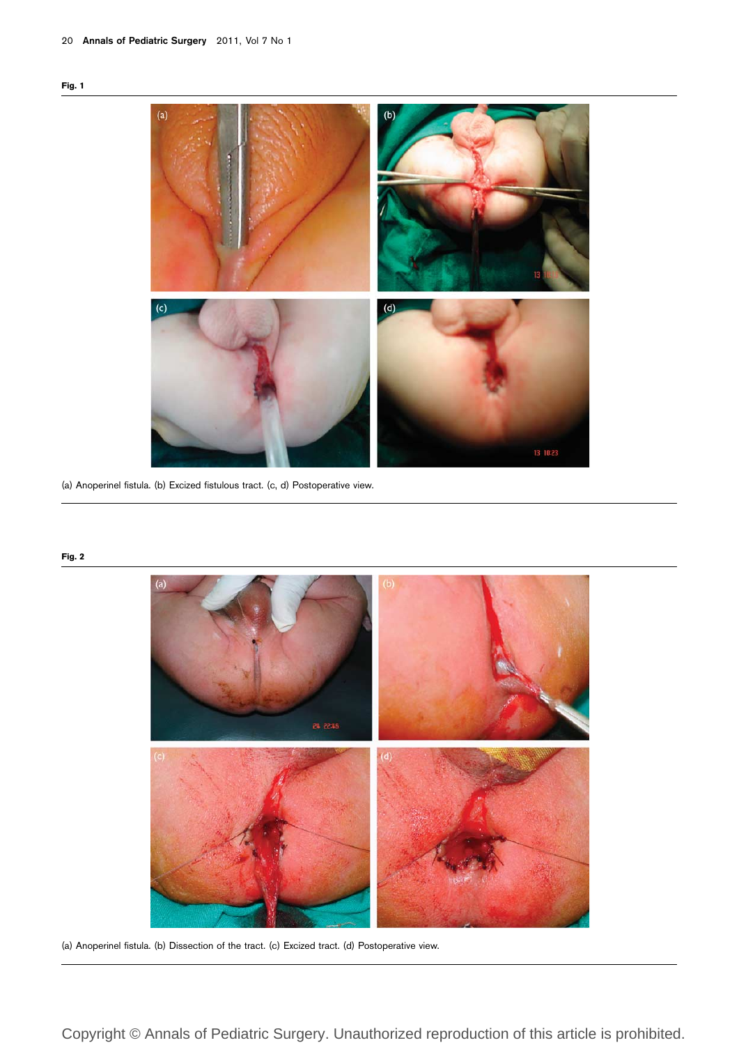**Fig. 1**

(a) Anoperinel fistula. (b) Excized fistulous tract. (c, d) Postoperative view.

**Fig. 2**

(a) Anoperinel fistula. (b) Dissection of the tract. (c) Excized tract. (d) Postoperative view.

Copyright © Annals of Pediatric Surgery. Unauthorized reproduction of this article is prohibited.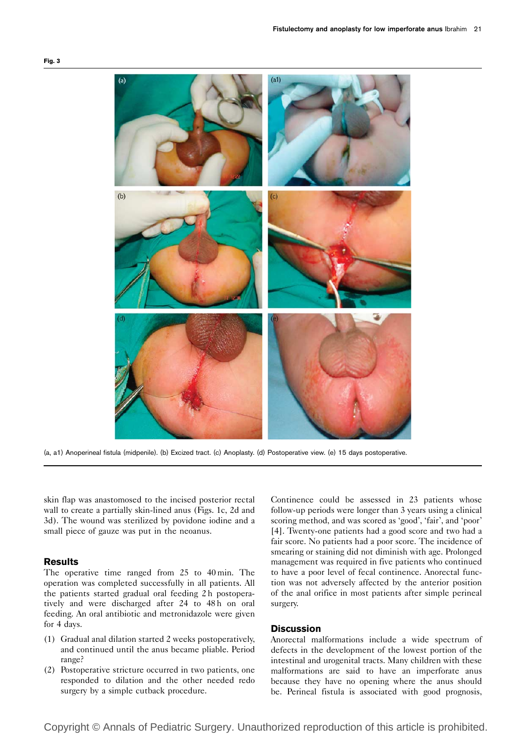Fig. 3

(a, a1) Anoperineal fistula (midpenile). (b) Excized tract. (c) Anoplasty. (d) Postoperative view. (e) 15 days postoperative.

skin flap was anastomosed to the incised posterior rectal wall to create a partially skin-lined anus (Figs. 1c, 2d and 3d). The wound was sterilized by povidone iodine and a small piece of gauze was put in the neoanus.

## Results

The operative time ranged from 25 to 40 min. The operation was completed successfully in all patients. All the patients started gradual oral feeding 2 h postoperatively and were discharged after 24 to 48 h on oral feeding. An oral antibiotic and metronidazole were given for 4 days.

(1) Gradual anal dilation started 2 weeks postoperatively, and continued until the anus became pliable. Period range?
(2) Postoperative stricture occurred in two patients, one responded to dilation and the other needed redo surgery by a simple cutback procedure.

Continence could be assessed in 23 patients whose follow-up periods were longer than 3 years using a clinical scoring method, and was scored as 'good', 'fair', and 'poor' [4]. Twenty-one patients had a good score and two had a fair score. No patients had a poor score. The incidence of smearing or staining did not diminish with age. Prolonged management was required in five patients who continued to have a poor level of fecal continence. Anorectal function was not adversely affected by the anterior position of the anal orifice in most patients after simple perineal surgery.

## Discussion

Anorectal malformations include a wide spectrum of defects in the development of the lowest portion of the intestinal and urogenital tracts. Many children with these malformations are said to have an imperforate anus because they have no opening where the anus should be. Perineal fistula is associated with good prognosis,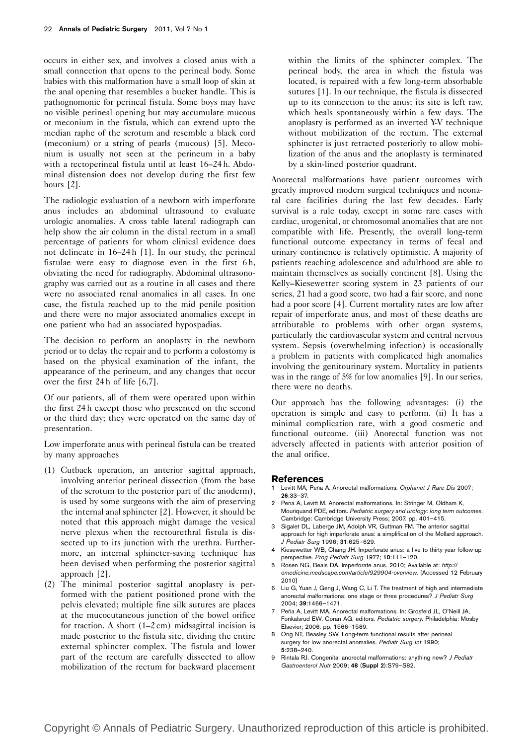occurs in either sex, and involves a closed anus with a small connection that opens to the perineal body. Some babies with this malformation have a small loop of skin at the anal opening that resembles a bucket handle. This is pathognomonic for perineal fistula. Some boys may have no visible perineal opening but may accumulate mucous or meconium in the fistula, which can extend upto the median raphe of the scrotum and resemble a black cord (meconium) or a string of pearls (mucous) [5]. Meconium is usually not seen at the perineum in a baby with a rectoperineal fistula until at least 16–24 h. Abdominal distension does not develop during the first few hours [2].

The radiologic evaluation of a newborn with imperforate anus includes an abdominal ultrasound to evaluate urologic anomalies. A cross table lateral radiograph can help show the air column in the distal rectum in a small percentage of patients for whom clinical evidence does not delineate in 16–24 h [1]. In our study, the perineal fistulae were easy to diagnose even in the first 6 h, obviating the need for radiography. Abdominal ultrasonography was carried out as a routine in all cases and there were no associated renal anomalies in all cases. In one case, the fistula reached up to the mid penile position and there were no major associated anomalies except in one patient who had an associated hypospadias.

The decision to perform an anoplasty in the newborn period or to delay the repair and to perform a colostomy is based on the physical examination of the infant, the appearance of the perineum, and any changes that occur over the first 24 h of life [6,7].

Of our patients, all of them were operated upon within the first 24 h except those who presented on the second or the third day; they were operated on the same day of presentation.

Low imperforate anus with perineal fistula can be treated by many approaches

(1) Cutback operation, an anterior sagittal approach, involving anterior perineal dissection (from the base of the scrotum to the posterior part of the anoderm), is used by some surgeons with the aim of preserving the internal anal sphincter [2]. However, it should be noted that this approach might damage the vesical nerve plexus when the rectourethral fistula is dissected up to its junction with the urethra. Furthermore, an internal sphincter-saving technique has been devised when performing the posterior sagittal approach [2].
(2) The minimal posterior sagittal anoplasty is performed with the patient positioned prone with the pelvis elevated; multiple fine silk sutures are places at the mucocutaneous junction of the bowel orifice for traction. A short (1–2 cm) midsagittal incision is made posterior to the fistula site, dividing the entire external sphincter complex. The fistula and lower part of the rectum are carefully dissected to allow mobilization of the rectum for backward placement within the limits of the sphincter complex. The perineal body, the area in which the fistula was located, is repaired with a few long-term absorbable sutures [1]. In our technique, the fistula is dissected up to its connection to the anus; its site is left raw, which heals spontaneously within a few days. The anoplasty is performed as an inverted Y-V technique without mobilization of the rectum. The external sphincter is just retracted posteriorly to allow mobilization of the anus and the anoplasty is terminated by a skin-lined posterior quadrant.

Anorectal malformations have patient outcomes with greatly improved modern surgical techniques and neonatal care facilities during the last few decades. Early survival is a rule today, except in some rare cases with cardiac, urogenital, or chromosomal anomalies that are not compatible with life. Presently, the overall long-term functional outcome expectancy in terms of fecal and urinary continence is relatively optimistic. A majority of patients reaching adolescence and adulthood are able to maintain themselves as socially continent [8]. Using the Kelly–Kiesewetter scoring system in 23 patients of our series, 21 had a good score, two had a fair score, and none had a poor score [4]. Current mortality rates are low after repair of imperforate anus, and most of these deaths are attributable to problems with other organ systems, particularly the cardiovascular system and central nervous system. Sepsis (overwhelming infection) is occasionally a problem in patients with complicated high anomalies involving the genitourinary system. Mortality in patients was in the range of 5% for low anomalies [9]. In our series, there were no deaths.

Our approach has the following advantages: (i) the operation is simple and easy to perform. (ii) It has a minimal complication rate, with a good cosmetic and functional outcome. (iii) Anorectal function was not adversely affected in patients with anterior position of the anal orifice.

## References

1. Levitt MA, Peña A. Anorectal malformations. *Orphanet J Rare Dis* 2007; **26**:33–37.
2. Pena A, Levitt M. Anorectal malformations. In: Stringer M, Oldham K, Mouriquand PDE, editors. *Pediatric surgery and urology: long term outcomes*. Cambridge: Cambridge University Press; 2007. pp. 401–415.
3. Sigalet DL, Laberge JM, Adolph VR, Guttman FM. The anterior sagittal approach for high imperforate anus: a simplification of the Mollard approach. *J Pediatr Surg* 1996; **31**:625–629.
4. Kiesewetter WB, Chang JH. Imperforate anus: a five to thirty year follow-up perspective. *Prog Pediatr Surg* 1977; **10**:111–120.
5. Rosen NG, Beals DA. Imperforate anus. 2010; Available at: *http://emedicine.medscape.com/article/929904-overview*. [Accessed 12 February 2010]
6. Liu G, Yuan J, Geng J, Wang C, Li T. The treatment of high and intermediate anorectal malformations: one stage or three procedures? *J Pediatr Surg* 2004; **39**:1466–1471.
7. Peña A, Levitt MA. Anorectal malformations. In: Grosfeld JL, O'Neill JA, Fonkalsrud EW, Coran AG, editors. *Pediatric surgery*. Philadelphia: Mosby Elsevier; 2006. pp. 1566–1589.
8. Ong NT, Beasley SW. Long-term functional results after perineal surgery for low anorectal anomalies. *Pediatr Surg Int* 1990; **5**:238–240.
9. Rintala RJ. Congenital anorectal malformations: anything new? *J Pediatr Gastroenterol Nutr* 2009; **48** (**Suppl 2**):S79–S82.

Copyright © Annals of Pediatric Surgery. Unauthorized reproduction of this article is prohibited.